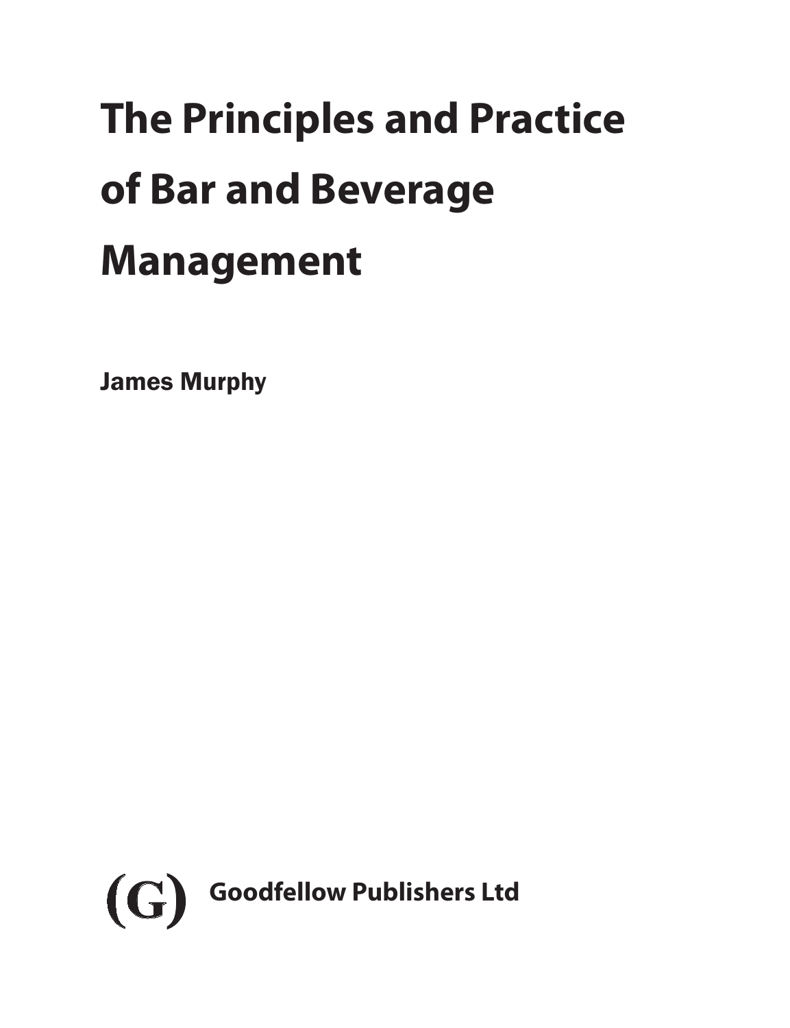# The Principles and Practice of Bar and Beverage Management

**James Murphy**

(G) **Goodfellow Publishers Ltd**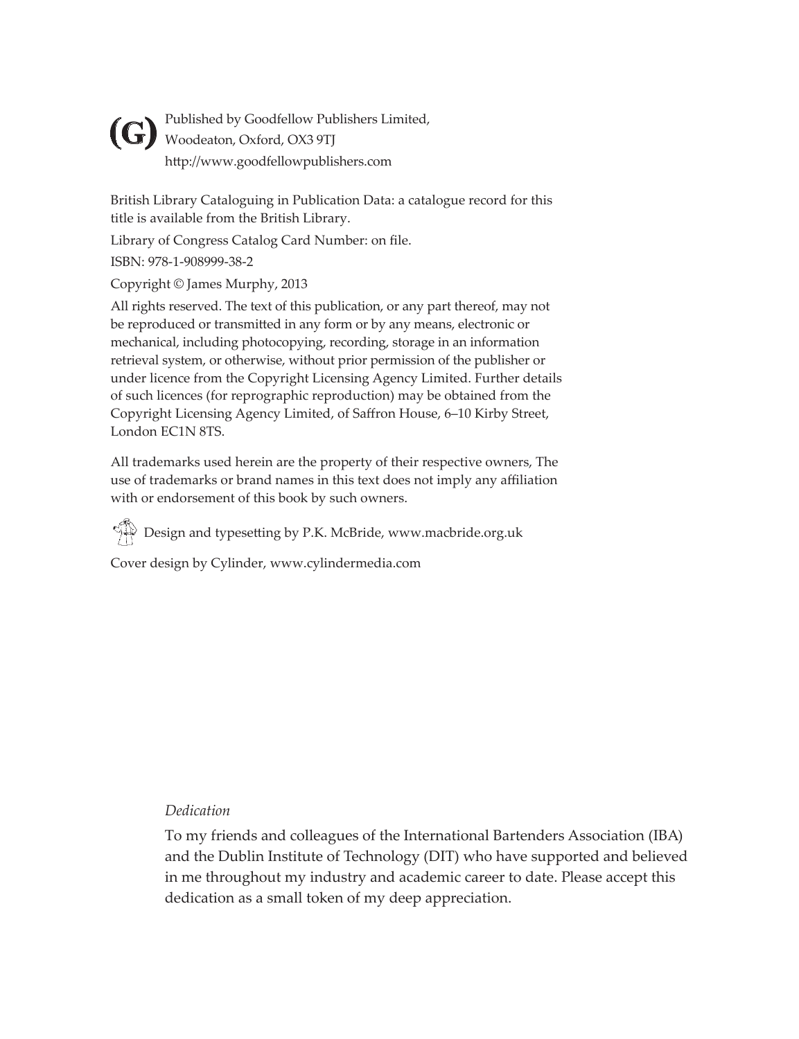(G) Published by Goodfellow Publishers Limited,
Woodeaton, Oxford, OX3 9TJ
http://www.goodfellowpublishers.com

British Library Cataloguing in Publication Data: a catalogue record for this title is available from the British Library.

Library of Congress Catalog Card Number: on file.

ISBN: 978-1-908999-38-2

Copyright © James Murphy, 2013

All rights reserved. The text of this publication, or any part thereof, may not be reproduced or transmitted in any form or by any means, electronic or mechanical, including photocopying, recording, storage in an information retrieval system, or otherwise, without prior permission of the publisher or under licence from the Copyright Licensing Agency Limited. Further details of such licences (for reprographic reproduction) may be obtained from the Copyright Licensing Agency Limited, of Saffron House, 6–10 Kirby Street, London EC1N 8TS.

All trademarks used herein are the property of their respective owners, The use of trademarks or brand names in this text does not imply any affiliation with or endorsement of this book by such owners.

Design and typesetting by P.K. McBride, www.macbride.org.uk

Cover design by Cylinder, www.cylindermedia.com

*Dedication*

To my friends and colleagues of the International Bartenders Association (IBA) and the Dublin Institute of Technology (DIT) who have supported and believed in me throughout my industry and academic career to date. Please accept this dedication as a small token of my deep appreciation.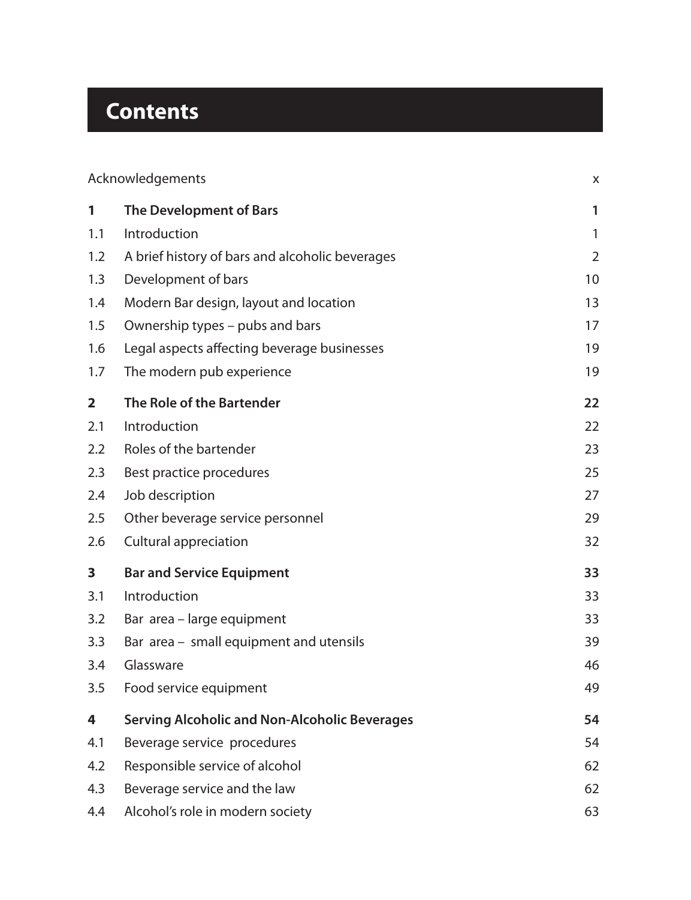# Contents

| | | |
|---|---|---|
| Acknowledgements | | x |
| **1** | **The Development of Bars** | **1** |
| 1.1 | Introduction | 1 |
| 1.2 | A brief history of bars and alcoholic beverages | 2 |
| 1.3 | Development of bars | 10 |
| 1.4 | Modern Bar design, layout and location | 13 |
| 1.5 | Ownership types – pubs and bars | 17 |
| 1.6 | Legal aspects affecting beverage businesses | 19 |
| 1.7 | The modern pub experience | 19 |
| **2** | **The Role of the Bartender** | **22** |
| 2.1 | Introduction | 22 |
| 2.2 | Roles of the bartender | 23 |
| 2.3 | Best practice procedures | 25 |
| 2.4 | Job description | 27 |
| 2.5 | Other beverage service personnel | 29 |
| 2.6 | Cultural appreciation | 32 |
| **3** | **Bar and Service Equipment** | **33** |
| 3.1 | Introduction | 33 |
| 3.2 | Bar area – large equipment | 33 |
| 3.3 | Bar area – small equipment and utensils | 39 |
| 3.4 | Glassware | 46 |
| 3.5 | Food service equipment | 49 |
| **4** | **Serving Alcoholic and Non-Alcoholic Beverages** | **54** |
| 4.1 | Beverage service procedures | 54 |
| 4.2 | Responsible service of alcohol | 62 |
| 4.3 | Beverage service and the law | 62 |
| 4.4 | Alcohol's role in modern society | 63 |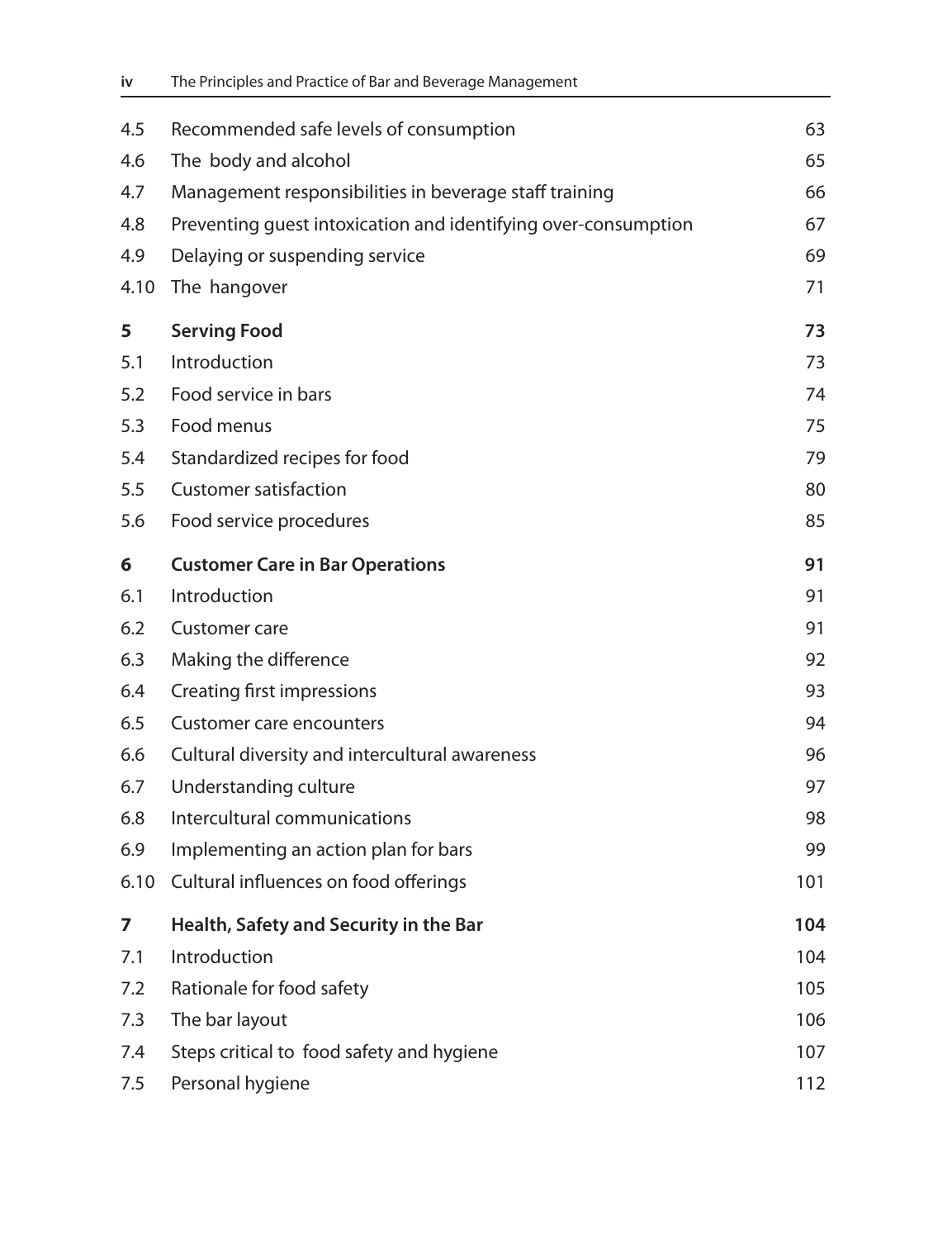| | | |
|---|---|---|
| 4.5 | Recommended safe levels of consumption | 63 |
| 4.6 | The body and alcohol | 65 |
| 4.7 | Management responsibilities in beverage staff training | 66 |
| 4.8 | Preventing guest intoxication and identifying over-consumption | 67 |
| 4.9 | Delaying or suspending service | 69 |
| 4.10 | The hangover | 71 |
| **5** | **Serving Food** | **73** |
| 5.1 | Introduction | 73 |
| 5.2 | Food service in bars | 74 |
| 5.3 | Food menus | 75 |
| 5.4 | Standardized recipes for food | 79 |
| 5.5 | Customer satisfaction | 80 |
| 5.6 | Food service procedures | 85 |
| **6** | **Customer Care in Bar Operations** | **91** |
| 6.1 | Introduction | 91 |
| 6.2 | Customer care | 91 |
| 6.3 | Making the difference | 92 |
| 6.4 | Creating first impressions | 93 |
| 6.5 | Customer care encounters | 94 |
| 6.6 | Cultural diversity and intercultural awareness | 96 |
| 6.7 | Understanding culture | 97 |
| 6.8 | Intercultural communications | 98 |
| 6.9 | Implementing an action plan for bars | 99 |
| 6.10 | Cultural influences on food offerings | 101 |
| **7** | **Health, Safety and Security in the Bar** | **104** |
| 7.1 | Introduction | 104 |
| 7.2 | Rationale for food safety | 105 |
| 7.3 | The bar layout | 106 |
| 7.4 | Steps critical to food safety and hygiene | 107 |
| 7.5 | Personal hygiene | 112 |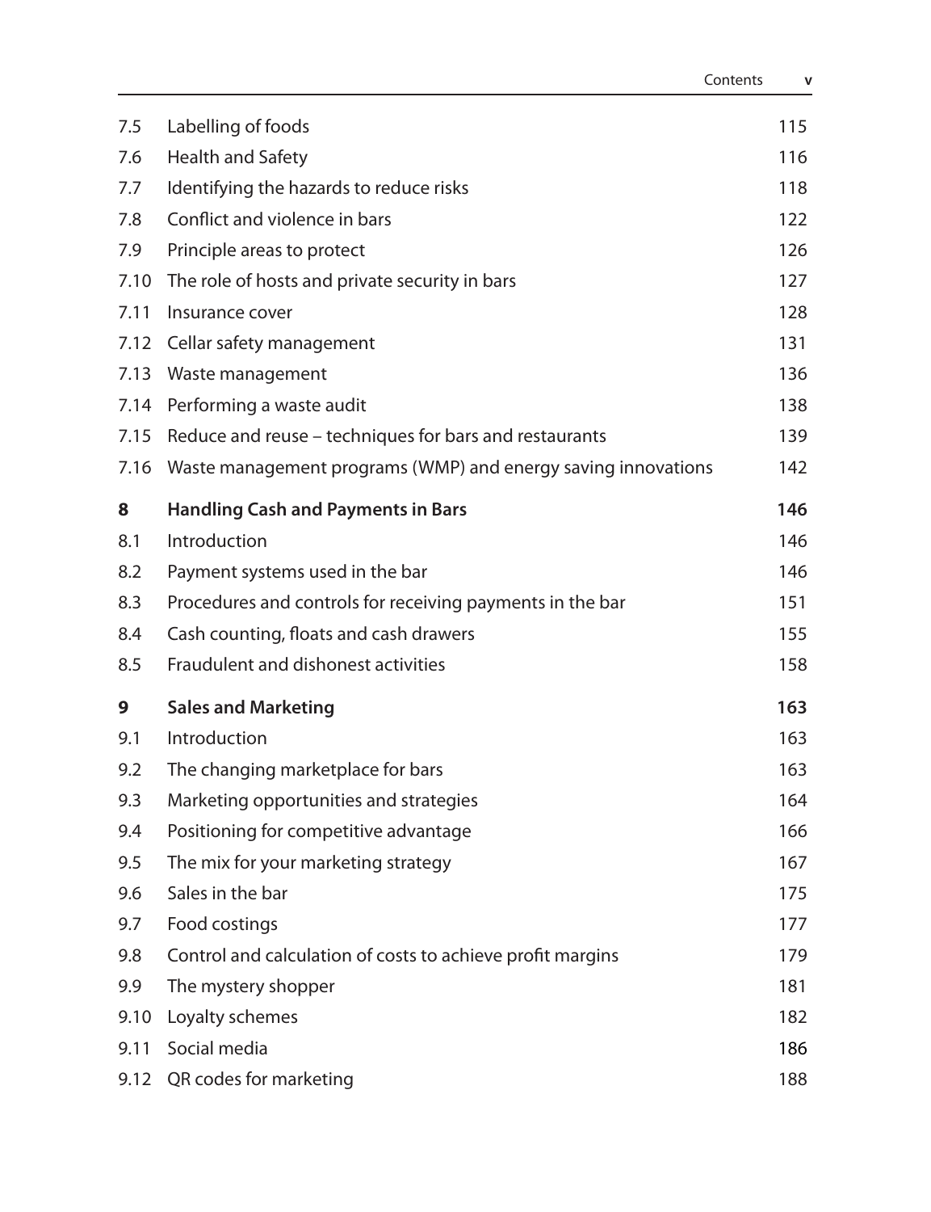| | | |
|---|---|---|
| 7.5 | Labelling of foods | 115 |
| 7.6 | Health and Safety | 116 |
| 7.7 | Identifying the hazards to reduce risks | 118 |
| 7.8 | Conflict and violence in bars | 122 |
| 7.9 | Principle areas to protect | 126 |
| 7.10 | The role of hosts and private security in bars | 127 |
| 7.11 | Insurance cover | 128 |
| 7.12 | Cellar safety management | 131 |
| 7.13 | Waste management | 136 |
| 7.14 | Performing a waste audit | 138 |
| 7.15 | Reduce and reuse – techniques for bars and restaurants | 139 |
| 7.16 | Waste management programs (WMP) and energy saving innovations | 142 |
| **8** | **Handling Cash and Payments in Bars** | **146** |
| 8.1 | Introduction | 146 |
| 8.2 | Payment systems used in the bar | 146 |
| 8.3 | Procedures and controls for receiving payments in the bar | 151 |
| 8.4 | Cash counting, floats and cash drawers | 155 |
| 8.5 | Fraudulent and dishonest activities | 158 |
| **9** | **Sales and Marketing** | **163** |
| 9.1 | Introduction | 163 |
| 9.2 | The changing marketplace for bars | 163 |
| 9.3 | Marketing opportunities and strategies | 164 |
| 9.4 | Positioning for competitive advantage | 166 |
| 9.5 | The mix for your marketing strategy | 167 |
| 9.6 | Sales in the bar | 175 |
| 9.7 | Food costings | 177 |
| 9.8 | Control and calculation of costs to achieve profit margins | 179 |
| 9.9 | The mystery shopper | 181 |
| 9.10 | Loyalty schemes | 182 |
| 9.11 | Social media | 186 |
| 9.12 | QR codes for marketing | 188 |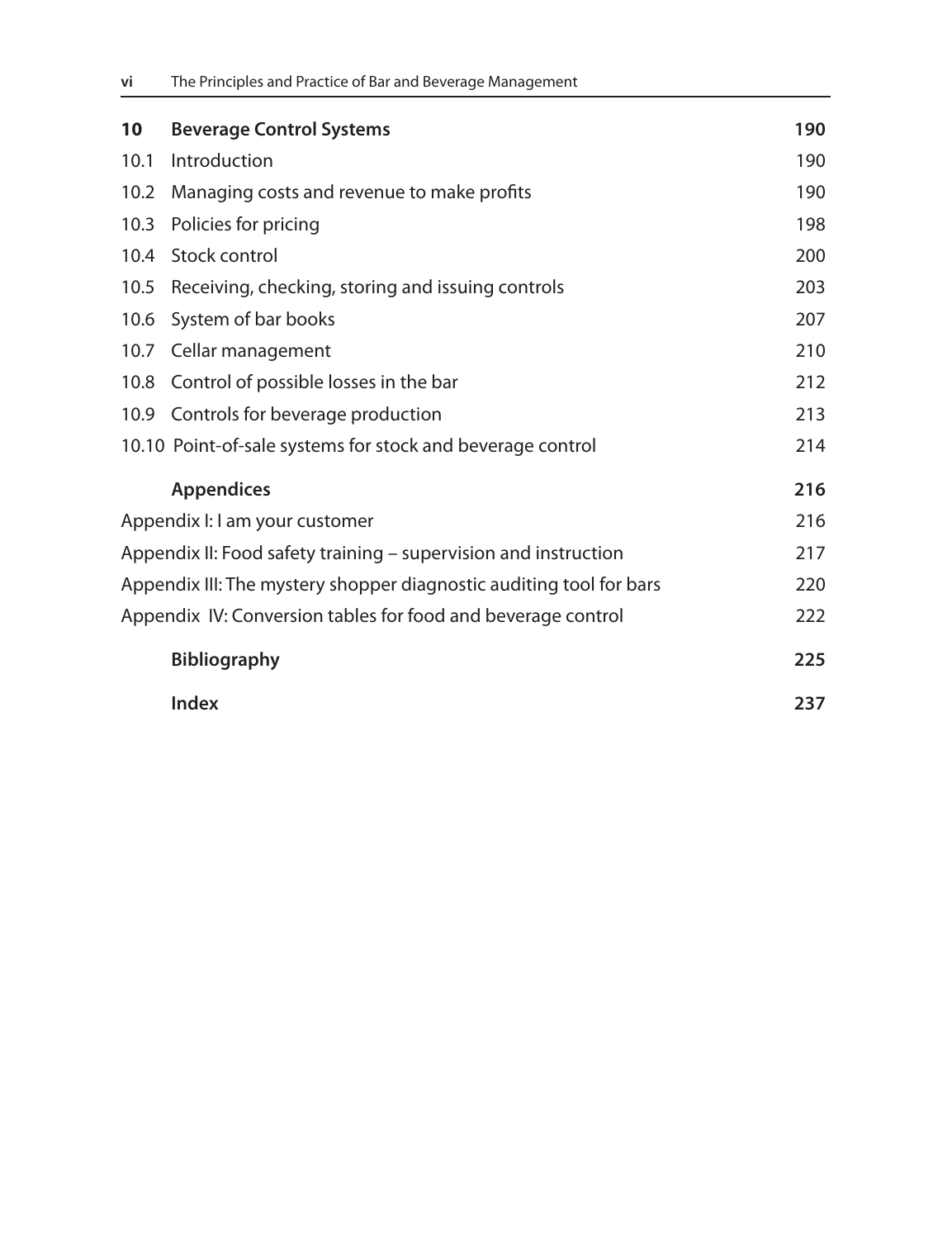| | | |
|---|---|---|
| **10** | **Beverage Control Systems** | **190** |
| 10.1 | Introduction | 190 |
| 10.2 | Managing costs and revenue to make profits | 190 |
| 10.3 | Policies for pricing | 198 |
| 10.4 | Stock control | 200 |
| 10.5 | Receiving, checking, storing and issuing controls | 203 |
| 10.6 | System of bar books | 207 |
| 10.7 | Cellar management | 210 |
| 10.8 | Control of possible losses in the bar | 212 |
| 10.9 | Controls for beverage production | 213 |
| 10.10 | Point-of-sale systems for stock and beverage control | 214 |
| | **Appendices** | **216** |
| | Appendix I: I am your customer | 216 |
| | Appendix II: Food safety training – supervision and instruction | 217 |
| | Appendix III: The mystery shopper diagnostic auditing tool for bars | 220 |
| | Appendix IV: Conversion tables for food and beverage control | 222 |
| | **Bibliography** | **225** |
| | **Index** | **237** |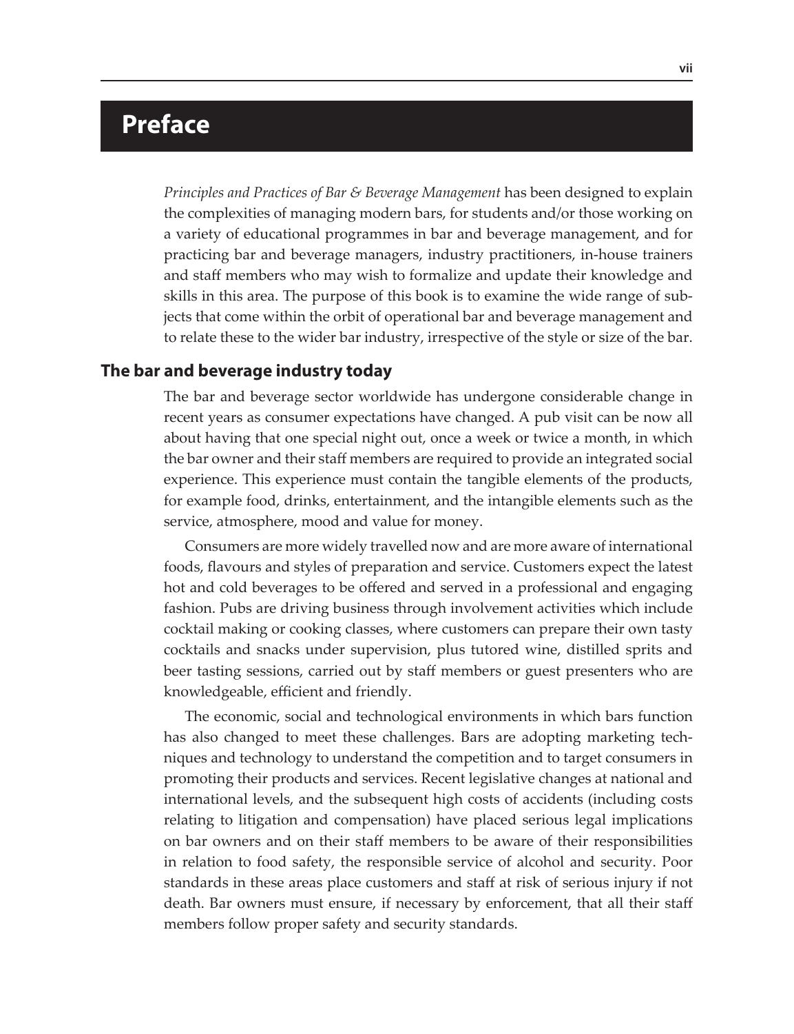# Preface

*Principles and Practices of Bar & Beverage Management* has been designed to explain the complexities of managing modern bars, for students and/or those working on a variety of educational programmes in bar and beverage management, and for practicing bar and beverage managers, industry practitioners, in-house trainers and staff members who may wish to formalize and update their knowledge and skills in this area. The purpose of this book is to examine the wide range of subjects that come within the orbit of operational bar and beverage management and to relate these to the wider bar industry, irrespective of the style or size of the bar.

## The bar and beverage industry today

The bar and beverage sector worldwide has undergone considerable change in recent years as consumer expectations have changed. A pub visit can be now all about having that one special night out, once a week or twice a month, in which the bar owner and their staff members are required to provide an integrated social experience. This experience must contain the tangible elements of the products, for example food, drinks, entertainment, and the intangible elements such as the service, atmosphere, mood and value for money.

Consumers are more widely travelled now and are more aware of international foods, flavours and styles of preparation and service. Customers expect the latest hot and cold beverages to be offered and served in a professional and engaging fashion. Pubs are driving business through involvement activities which include cocktail making or cooking classes, where customers can prepare their own tasty cocktails and snacks under supervision, plus tutored wine, distilled sprits and beer tasting sessions, carried out by staff members or guest presenters who are knowledgeable, efficient and friendly.

The economic, social and technological environments in which bars function has also changed to meet these challenges. Bars are adopting marketing techniques and technology to understand the competition and to target consumers in promoting their products and services. Recent legislative changes at national and international levels, and the subsequent high costs of accidents (including costs relating to litigation and compensation) have placed serious legal implications on bar owners and on their staff members to be aware of their responsibilities in relation to food safety, the responsible service of alcohol and security. Poor standards in these areas place customers and staff at risk of serious injury if not death. Bar owners must ensure, if necessary by enforcement, that all their staff members follow proper safety and security standards.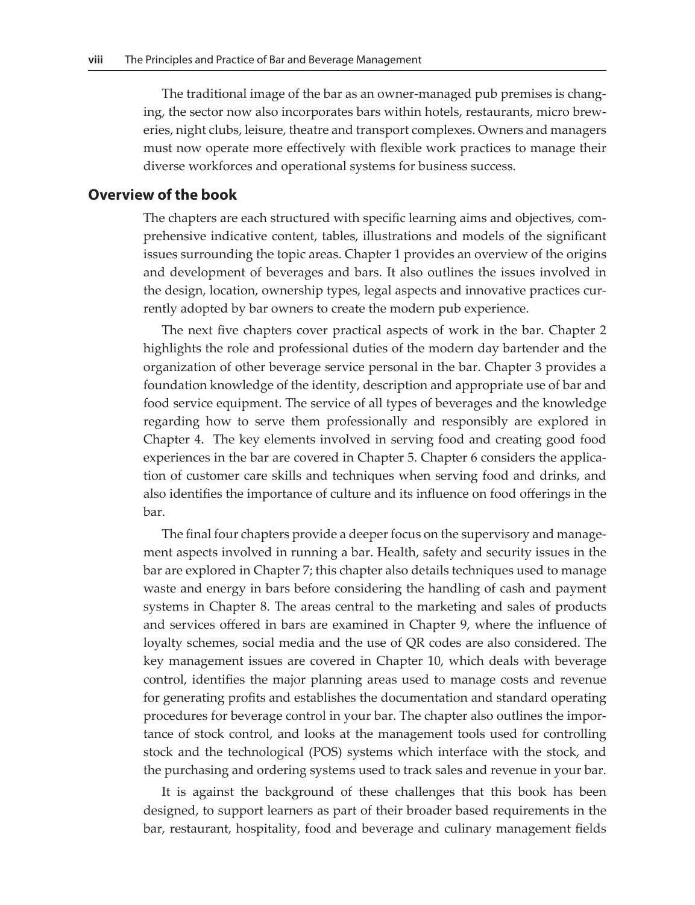The traditional image of the bar as an owner-managed pub premises is changing, the sector now also incorporates bars within hotels, restaurants, micro breweries, night clubs, leisure, theatre and transport complexes. Owners and managers must now operate more effectively with flexible work practices to manage their diverse workforces and operational systems for business success.

## Overview of the book

The chapters are each structured with specific learning aims and objectives, comprehensive indicative content, tables, illustrations and models of the significant issues surrounding the topic areas. Chapter 1 provides an overview of the origins and development of beverages and bars. It also outlines the issues involved in the design, location, ownership types, legal aspects and innovative practices currently adopted by bar owners to create the modern pub experience.

The next five chapters cover practical aspects of work in the bar. Chapter 2 highlights the role and professional duties of the modern day bartender and the organization of other beverage service personal in the bar. Chapter 3 provides a foundation knowledge of the identity, description and appropriate use of bar and food service equipment. The service of all types of beverages and the knowledge regarding how to serve them professionally and responsibly are explored in Chapter 4. The key elements involved in serving food and creating good food experiences in the bar are covered in Chapter 5. Chapter 6 considers the application of customer care skills and techniques when serving food and drinks, and also identifies the importance of culture and its influence on food offerings in the bar.

The final four chapters provide a deeper focus on the supervisory and management aspects involved in running a bar. Health, safety and security issues in the bar are explored in Chapter 7; this chapter also details techniques used to manage waste and energy in bars before considering the handling of cash and payment systems in Chapter 8. The areas central to the marketing and sales of products and services offered in bars are examined in Chapter 9, where the influence of loyalty schemes, social media and the use of QR codes are also considered. The key management issues are covered in Chapter 10, which deals with beverage control, identifies the major planning areas used to manage costs and revenue for generating profits and establishes the documentation and standard operating procedures for beverage control in your bar. The chapter also outlines the importance of stock control, and looks at the management tools used for controlling stock and the technological (POS) systems which interface with the stock, and the purchasing and ordering systems used to track sales and revenue in your bar.

It is against the background of these challenges that this book has been designed, to support learners as part of their broader based requirements in the bar, restaurant, hospitality, food and beverage and culinary management fields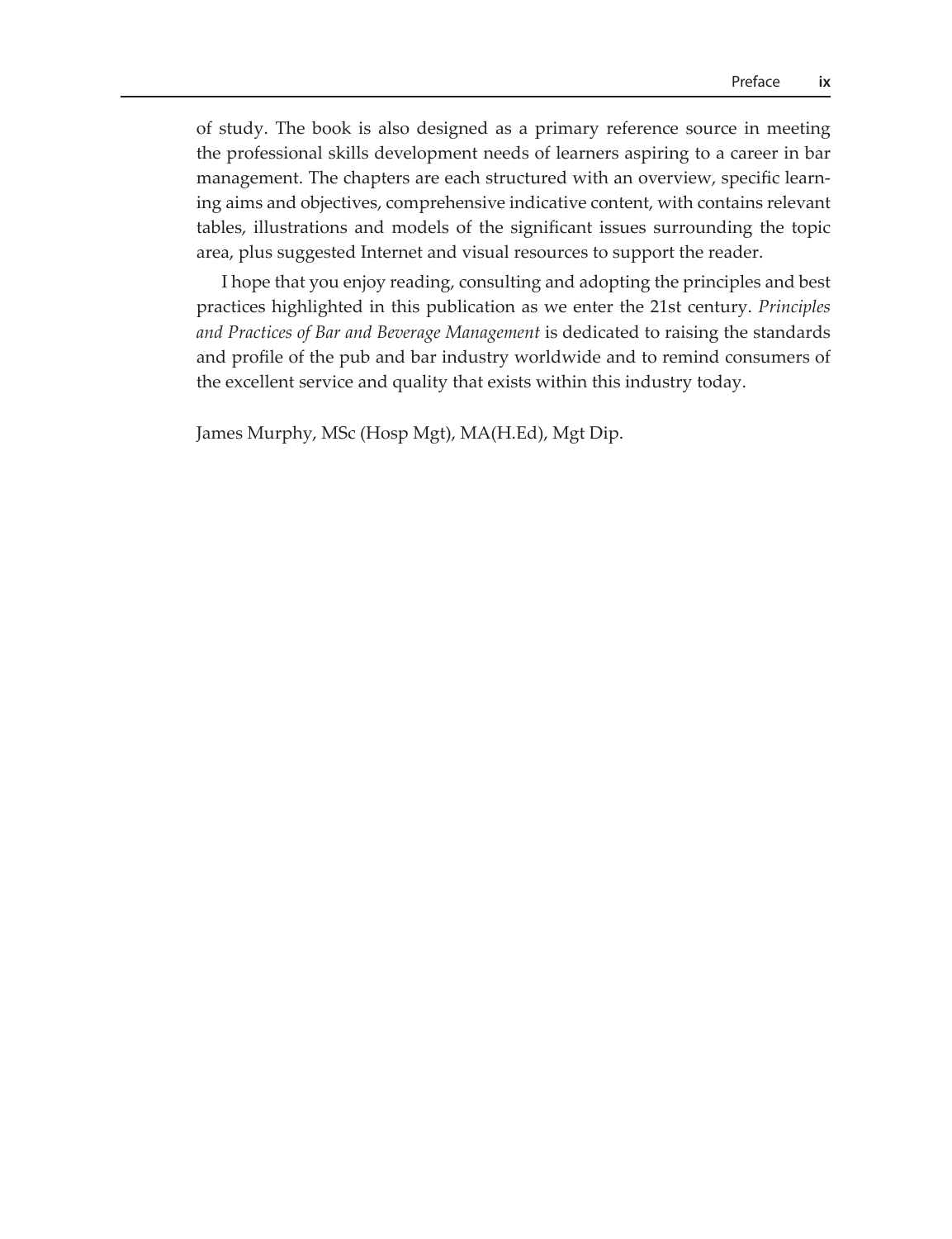of study. The book is also designed as a primary reference source in meeting the professional skills development needs of learners aspiring to a career in bar management. The chapters are each structured with an overview, specific learning aims and objectives, comprehensive indicative content, with contains relevant tables, illustrations and models of the significant issues surrounding the topic area, plus suggested Internet and visual resources to support the reader.

I hope that you enjoy reading, consulting and adopting the principles and best practices highlighted in this publication as we enter the 21st century. *Principles and Practices of Bar and Beverage Management* is dedicated to raising the standards and profile of the pub and bar industry worldwide and to remind consumers of the excellent service and quality that exists within this industry today.

James Murphy, MSc (Hosp Mgt), MA(H.Ed), Mgt Dip.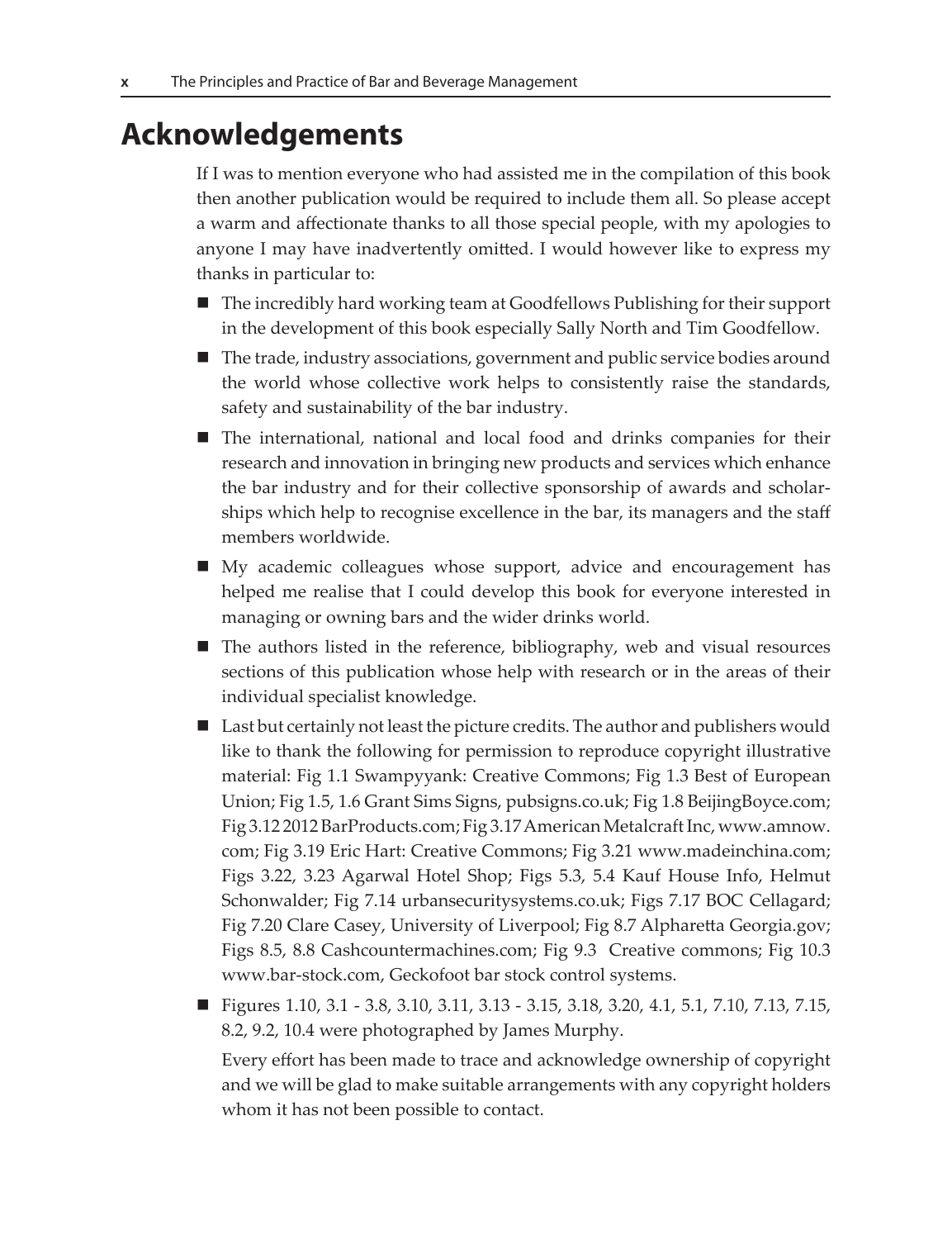# Acknowledgements

If I was to mention everyone who had assisted me in the compilation of this book then another publication would be required to include them all. So please accept a warm and affectionate thanks to all those special people, with my apologies to anyone I may have inadvertently omitted. I would however like to express my thanks in particular to:

- The incredibly hard working team at Goodfellows Publishing for their support in the development of this book especially Sally North and Tim Goodfellow.
- The trade, industry associations, government and public service bodies around the world whose collective work helps to consistently raise the standards, safety and sustainability of the bar industry.
- The international, national and local food and drinks companies for their research and innovation in bringing new products and services which enhance the bar industry and for their collective sponsorship of awards and scholarships which help to recognise excellence in the bar, its managers and the staff members worldwide.
- My academic colleagues whose support, advice and encouragement has helped me realise that I could develop this book for everyone interested in managing or owning bars and the wider drinks world.
- The authors listed in the reference, bibliography, web and visual resources sections of this publication whose help with research or in the areas of their individual specialist knowledge.
- Last but certainly not least the picture credits. The author and publishers would like to thank the following for permission to reproduce copyright illustrative material: Fig 1.1 Swampyyank: Creative Commons; Fig 1.3 Best of European Union; Fig 1.5, 1.6 Grant Sims Signs, pubsigns.co.uk; Fig 1.8 BeijingBoyce.com; Fig 3.12 2012 BarProducts.com; Fig 3.17 American Metalcraft Inc, www.amnow.com; Fig 3.19 Eric Hart: Creative Commons; Fig 3.21 www.madeinchina.com; Figs 3.22, 3.23 Agarwal Hotel Shop; Figs 5.3, 5.4 Kauf House Info, Helmut Schonwalder; Fig 7.14 urbansecuritysystems.co.uk; Figs 7.17 BOC Cellagard; Fig 7.20 Clare Casey, University of Liverpool; Fig 8.7 Alpharetta Georgia.gov; Figs 8.5, 8.8 Cashcountermachines.com; Fig 9.3 Creative commons; Fig 10.3 www.bar-stock.com, Geckofoot bar stock control systems.
- Figures 1.10, 3.1 - 3.8, 3.10, 3.11, 3.13 - 3.15, 3.18, 3.20, 4.1, 5.1, 7.10, 7.13, 7.15, 8.2, 9.2, 10.4 were photographed by James Murphy.

  Every effort has been made to trace and acknowledge ownership of copyright and we will be glad to make suitable arrangements with any copyright holders whom it has not been possible to contact.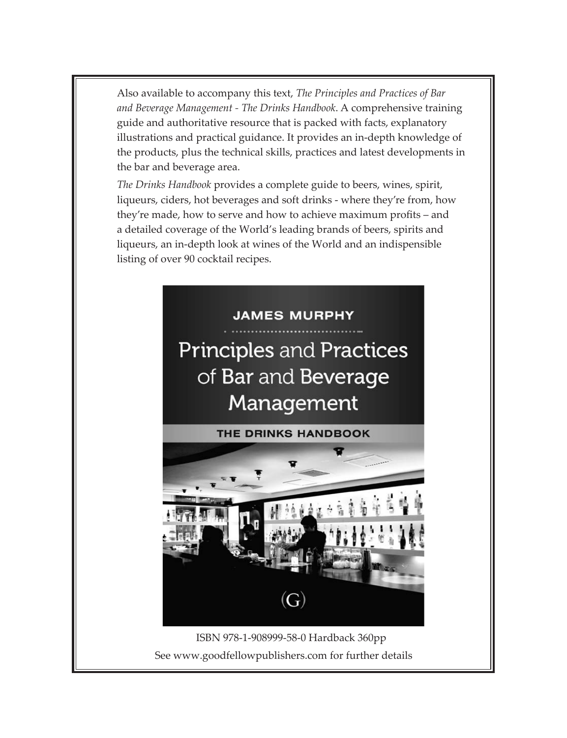Also available to accompany this text, *The Principles and Practices of Bar and Beverage Management - The Drinks Handbook*. A comprehensive training guide and authoritative resource that is packed with facts, explanatory illustrations and practical guidance. It provides an in-depth knowledge of the products, plus the technical skills, practices and latest developments in the bar and beverage area.

*The Drinks Handbook* provides a complete guide to beers, wines, spirit, liqueurs, ciders, hot beverages and soft drinks - where they're from, how they're made, how to serve and how to achieve maximum profits – and a detailed coverage of the World's leading brands of beers, spirits and liqueurs, an in-depth look at wines of the World and an indispensible listing of over 90 cocktail recipes.

JAMES MURPHY

Principles and Practices of Bar and Beverage Management

THE DRINKS HANDBOOK

(G)

ISBN 978-1-908999-58-0 Hardback 360pp

See www.goodfellowpublishers.com for further details